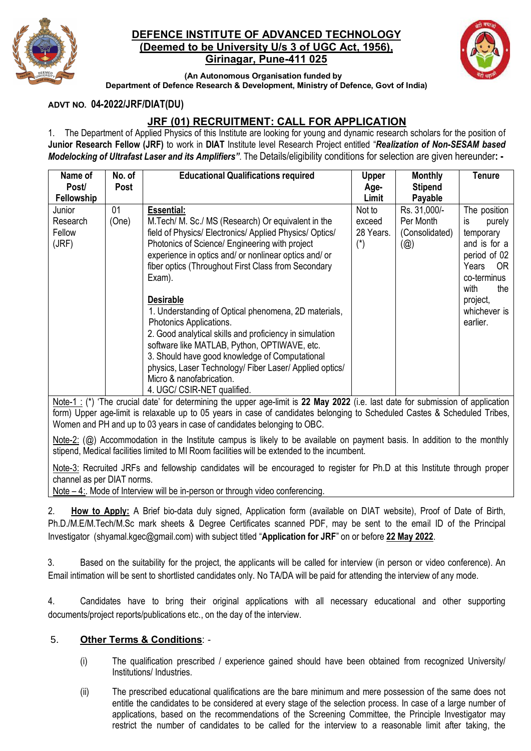# DEFENCE INSTITUTE OF ADVANCED TECHNOLOGY
## (Deemed to be University U/s 3 of UGC Act, 1956), Girinagar, Pune-411 025

**(An Autonomous Organisation funded by Department of Defence Research & Development, Ministry of Defence, Govt of India)**

**ADVT NO. 04-2022/JRF/DIAT(DU)**

## JRF (01) RECRUITMENT: CALL FOR APPLICATION

1. The Department of Applied Physics of this Institute are looking for young and dynamic research scholars for the position of **Junior Research Fellow (JRF)** to work in **DIAT** Institute level Research Project entitled "***Realization of Non-SESAM based Modelocking of Ultrafast Laser and its Amplifiers"***. The Details/eligibility conditions for selection are given hereunder**: -**

| Name of Post/ Fellowship | No. of Post | Educational Qualifications required | Upper Age-Limit | Monthly Stipend Payable | Tenure |
|---|---|---|---|---|---|
| Junior Research Fellow (JRF) | 01 (One) | **Essential:** M.Tech/ M. Sc./ MS (Research) Or equivalent in the field of Physics/ Electronics/ Applied Physics/ Optics/ Photonics of Science/ Engineering with project experience in optics and/ or nonlinear optics and/ or fiber optics (Throughout First Class from Secondary Exam). **Desirable** 1. Understanding of Optical phenomena, 2D materials, Photonics Applications. 2. Good analytical skills and proficiency in simulation software like MATLAB, Python, OPTIWAVE, etc. 3. Should have good knowledge of Computational physics, Laser Technology/ Fiber Laser/ Applied optics/ Micro & nanofabrication. 4. UGC/ CSIR-NET qualified. | Not to exceed 28 Years. (*) | Rs. 31,000/- Per Month (Consolidated) (@) | The position is purely temporary and is for a period of 02 Years OR co-terminus with the project, whichever is earlier. |

Note-1 : (*) 'The crucial date' for determining the upper age-limit is **22 May 2022** (i.e. last date for submission of application form) Upper age-limit is relaxable up to 05 years in case of candidates belonging to Scheduled Castes & Scheduled Tribes, Women and PH and up to 03 years in case of candidates belonging to OBC.

Note-2: (@) Accommodation in the Institute campus is likely to be available on payment basis. In addition to the monthly stipend, Medical facilities limited to MI Room facilities will be extended to the incumbent.

Note-3: Recruited JRFs and fellowship candidates will be encouraged to register for Ph.D at this Institute through proper channel as per DIAT norms.

Note – 4:. Mode of Interview will be in-person or through video conferencing.

2. **How to Apply:** A Brief bio-data duly signed, Application form (available on DIAT website), Proof of Date of Birth, Ph.D./M.E/M.Tech/M.Sc mark sheets & Degree Certificates scanned PDF, may be sent to the email ID of the Principal Investigator (shyamal.kgec@gmail.com) with subject titled "**Application for JRF**" on or before **22 May 2022**.

3. Based on the suitability for the project, the applicants will be called for interview (in person or video conference). An Email intimation will be sent to shortlisted candidates only. No TA/DA will be paid for attending the interview of any mode.

4. Candidates have to bring their original applications with all necessary educational and other supporting documents/project reports/publications etc., on the day of the interview.

5. **Other Terms & Conditions**: -

(i) The qualification prescribed / experience gained should have been obtained from recognized University/ Institutions/ Industries.

(ii) The prescribed educational qualifications are the bare minimum and mere possession of the same does not entitle the candidates to be considered at every stage of the selection process. In case of a large number of applications, based on the recommendations of the Screening Committee, the Principle Investigator may restrict the number of candidates to be called for the interview to a reasonable limit after taking, the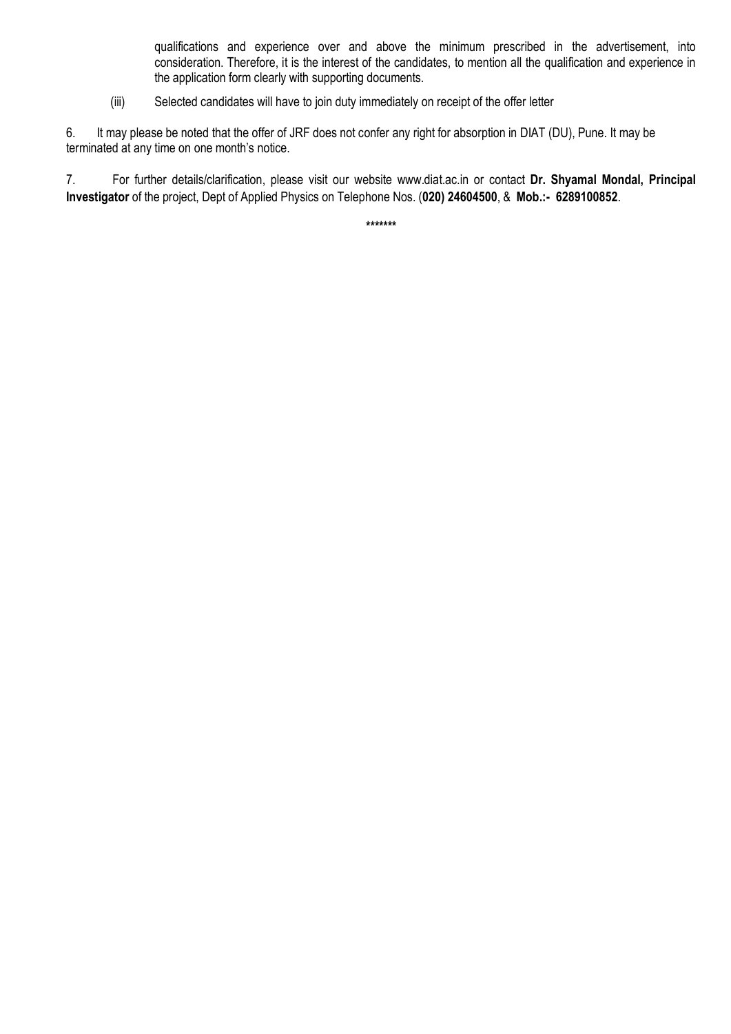qualifications and experience over and above the minimum prescribed in the advertisement, into consideration. Therefore, it is the interest of the candidates, to mention all the qualification and experience in the application form clearly with supporting documents.

(iii) Selected candidates will have to join duty immediately on receipt of the offer letter

6. It may please be noted that the offer of JRF does not confer any right for absorption in DIAT (DU), Pune. It may be terminated at any time on one month's notice.

7. For further details/clarification, please visit our website www.diat.ac.in or contact **Dr. Shyamal Mondal, Principal Investigator** of the project, Dept of Applied Physics on Telephone Nos. (**020) 24604500**, & **Mob.:- 6289100852**.

*******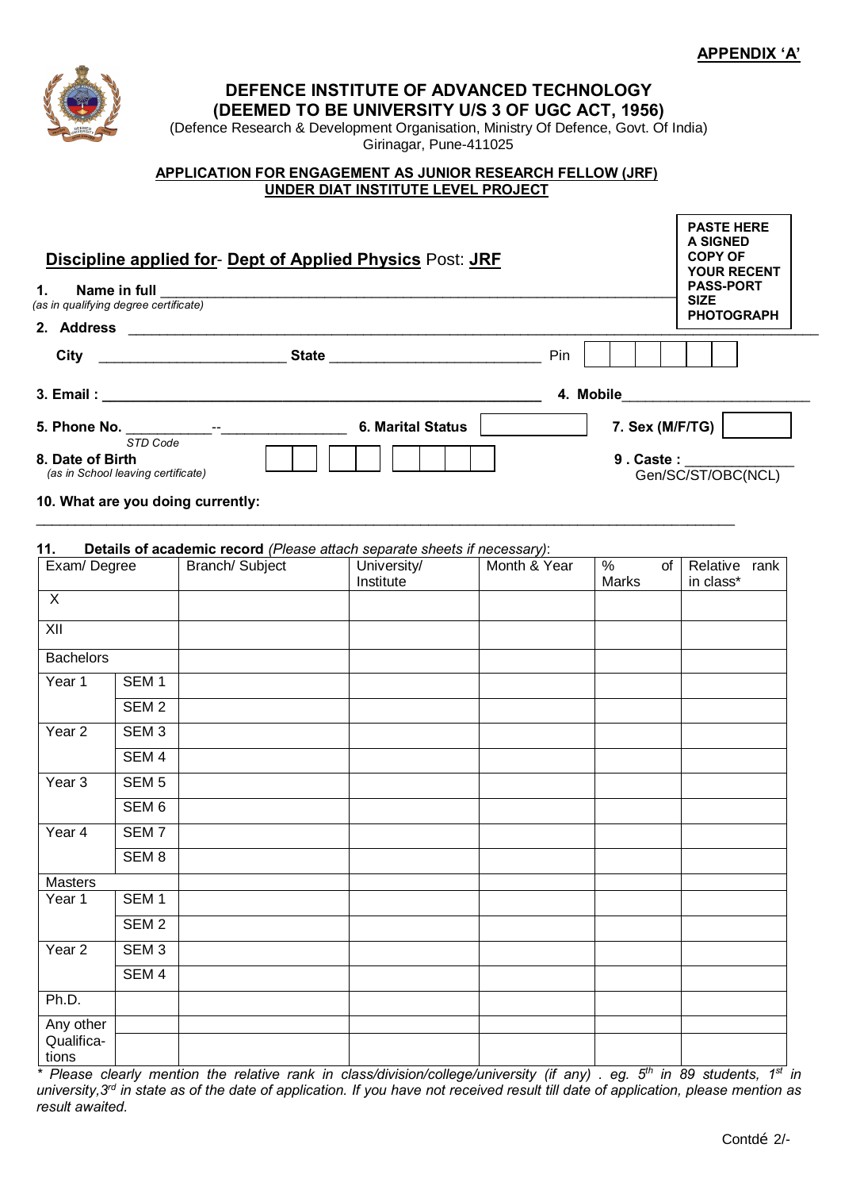**APPENDIX 'A'**

# DEFENCE INSTITUTE OF ADVANCED TECHNOLOGY
## (DEEMED TO BE UNIVERSITY U/S 3 OF UGC ACT, 1956)

(Defence Research & Development Organisation, Ministry Of Defence, Govt. Of India)
Girinagar, Pune-411025

**APPLICATION FOR ENGAGEMENT AS JUNIOR RESEARCH FELLOW (JRF) UNDER DIAT INSTITUTE LEVEL PROJECT**

**PASTE HERE A SIGNED COPY OF YOUR RECENT PASS-PORT SIZE PHOTOGRAPH**

**Discipline applied for- Dept of Applied Physics** Post: **JRF**

**1. Name in full** ____________________________________________
*(as in qualifying degree certificate)*

**2. Address** ____________________________________________

**City** ______________________ **State** ________________________ Pin [ | | | | | | ]

**3. Email :** ________________________________________ **4. Mobile** ______________________

**5. Phone No.** __________--_______________ **6. Marital Status** [ ] **7. Sex (M/F/TG)** [ ]
*STD Code*

**8. Date of Birth** [ | ] [ | ] [ | | | ] **9 . Caste :** ______________
*(as in School leaving certificate)* Gen/SC/ST/OBC(NCL)

**10. What are you doing currently:**

________________________________________________________________________

**11. Details of academic record** *(Please attach separate sheets if necessary)*:

| Exam/ Degree | | Branch/ Subject | University/ Institute | Month & Year | % of Marks | Relative rank in class* |
|---|---|---|---|---|---|---|
| X | | | | | | |
| XII | | | | | | |
| Bachelors | | | | | | |
| Year 1 | SEM 1 | | | | | |
| | SEM 2 | | | | | |
| Year 2 | SEM 3 | | | | | |
| | SEM 4 | | | | | |
| Year 3 | SEM 5 | | | | | |
| | SEM 6 | | | | | |
| Year 4 | SEM 7 | | | | | |
| | SEM 8 | | | | | |
| Masters | | | | | | |
| Year 1 | SEM 1 | | | | | |
| | SEM 2 | | | | | |
| Year 2 | SEM 3 | | | | | |
| | SEM 4 | | | | | |
| Ph.D. | | | | | | |
| Any other Qualifications | | | | | | |
| | | | | | | |

*\* Please clearly mention the relative rank in class/division/college/university (if any) . eg. 5th in 89 students, 1st in university,3rd in state as of the date of application. If you have not received result till date of application, please mention as result awaited.*

Contdé 2/-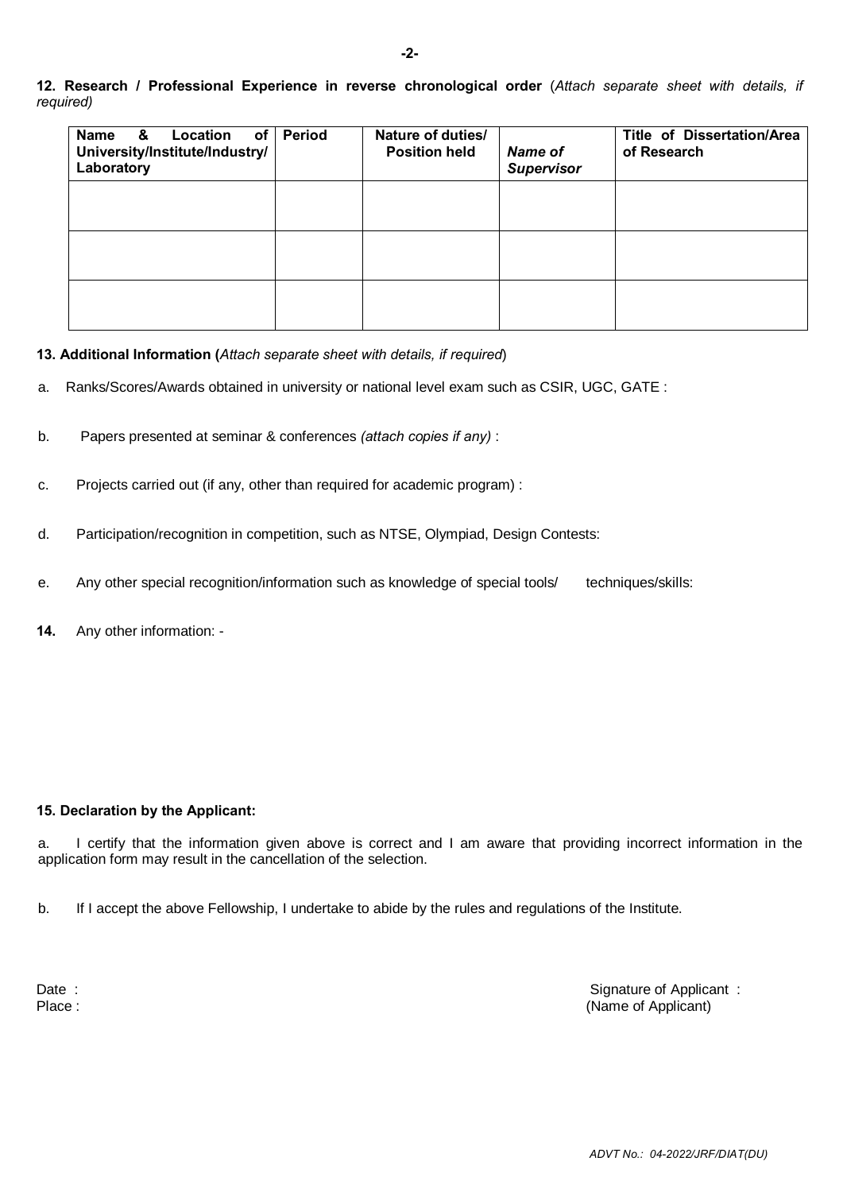**12. Research / Professional Experience in reverse chronological order** (*Attach separate sheet with details, if required)*

| Name & Location of University/Institute/Industry/ Laboratory | Period | Nature of duties/ Position held | *Name of Supervisor* | Title of Dissertation/Area of Research |
|---|---|---|---|---|
| | | | | |
| | | | | |
| | | | | |

**13. Additional Information (***Attach separate sheet with details, if required*)

a. Ranks/Scores/Awards obtained in university or national level exam such as CSIR, UGC, GATE :

b. Papers presented at seminar & conferences *(attach copies if any)* :

c. Projects carried out (if any, other than required for academic program) :

d. Participation/recognition in competition, such as NTSE, Olympiad, Design Contests:

e. Any other special recognition/information such as knowledge of special tools/ techniques/skills:

**14.** Any other information: -

**15. Declaration by the Applicant:**

a. I certify that the information given above is correct and I am aware that providing incorrect information in the application form may result in the cancellation of the selection.

b. If I accept the above Fellowship, I undertake to abide by the rules and regulations of the Institute.

Date :
Place :

Signature of Applicant :
(Name of Applicant)

*ADVT No.: 04-2022/JRF/DIAT(DU)*